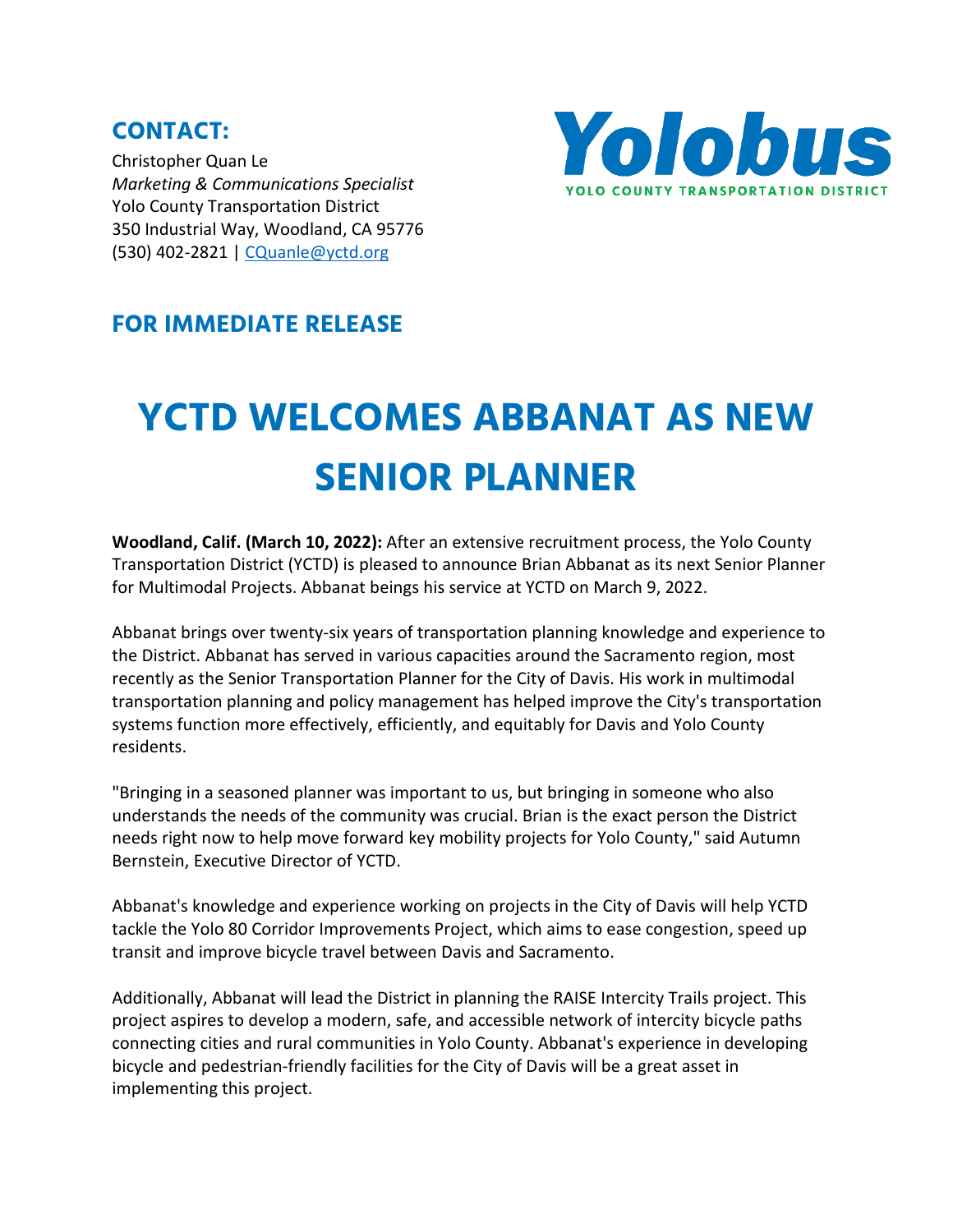## CONTACT:

Christopher Quan Le
*Marketing & Communications Specialist*
Yolo County Transportation District
350 Industrial Way, Woodland, CA 95776
(530) 402-2821 | CQuanle@yctd.org

Yolobus
YOLO COUNTY TRANSPORTATION DISTRICT

## FOR IMMEDIATE RELEASE

# YCTD WELCOMES ABBANAT AS NEW SENIOR PLANNER

**Woodland, Calif. (March 10, 2022):** After an extensive recruitment process, the Yolo County Transportation District (YCTD) is pleased to announce Brian Abbanat as its next Senior Planner for Multimodal Projects. Abbanat beings his service at YCTD on March 9, 2022.

Abbanat brings over twenty-six years of transportation planning knowledge and experience to the District. Abbanat has served in various capacities around the Sacramento region, most recently as the Senior Transportation Planner for the City of Davis. His work in multimodal transportation planning and policy management has helped improve the City's transportation systems function more effectively, efficiently, and equitably for Davis and Yolo County residents.

"Bringing in a seasoned planner was important to us, but bringing in someone who also understands the needs of the community was crucial. Brian is the exact person the District needs right now to help move forward key mobility projects for Yolo County," said Autumn Bernstein, Executive Director of YCTD.

Abbanat's knowledge and experience working on projects in the City of Davis will help YCTD tackle the Yolo 80 Corridor Improvements Project, which aims to ease congestion, speed up transit and improve bicycle travel between Davis and Sacramento.

Additionally, Abbanat will lead the District in planning the RAISE Intercity Trails project. This project aspires to develop a modern, safe, and accessible network of intercity bicycle paths connecting cities and rural communities in Yolo County. Abbanat's experience in developing bicycle and pedestrian-friendly facilities for the City of Davis will be a great asset in implementing this project.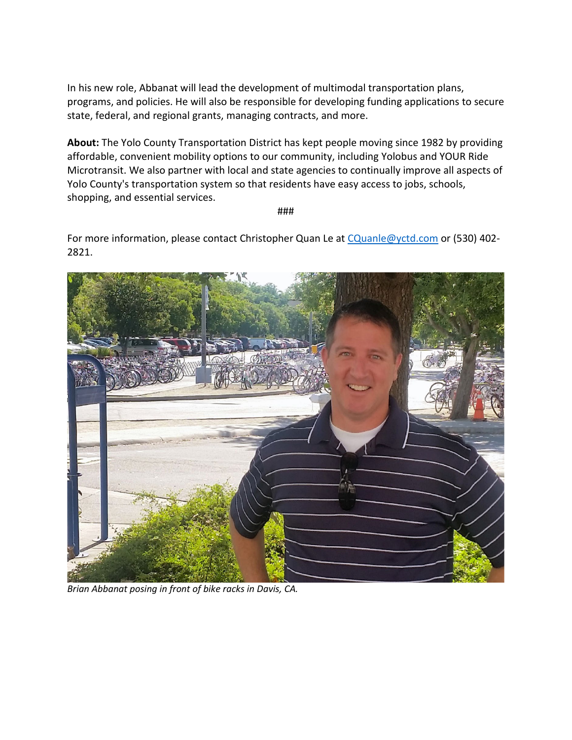In his new role, Abbanat will lead the development of multimodal transportation plans, programs, and policies. He will also be responsible for developing funding applications to secure state, federal, and regional grants, managing contracts, and more.

**About:** The Yolo County Transportation District has kept people moving since 1982 by providing affordable, convenient mobility options to our community, including Yolobus and YOUR Ride Microtransit. We also partner with local and state agencies to continually improve all aspects of Yolo County's transportation system so that residents have easy access to jobs, schools, shopping, and essential services.

###

For more information, please contact Christopher Quan Le at CQuanle@yctd.com or (530) 402-2821.

*Brian Abbanat posing in front of bike racks in Davis, CA.*